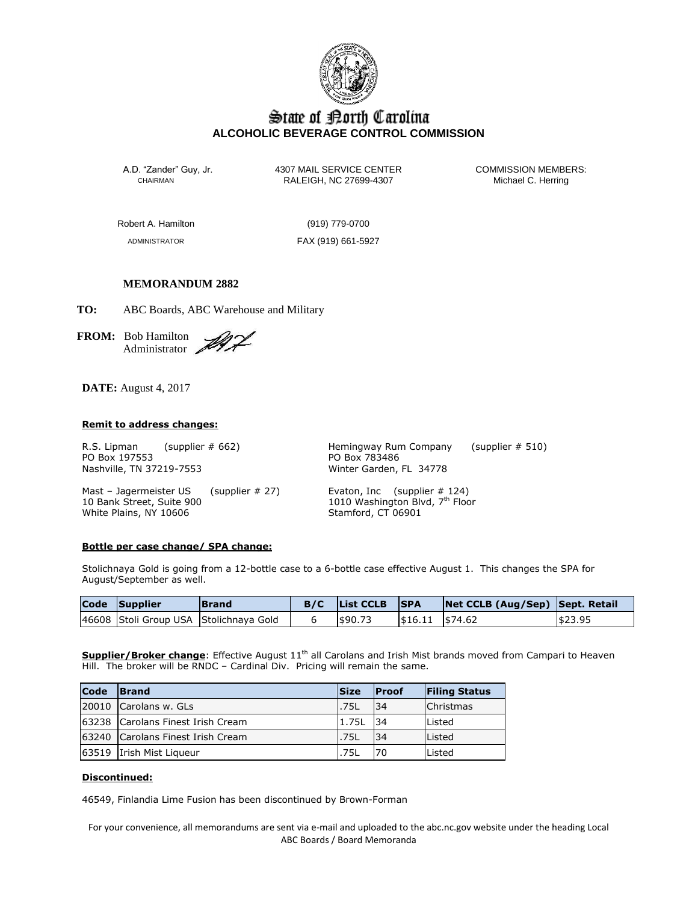# State of North Carolina
## ALCOHOLIC BEVERAGE CONTROL COMMISSION

A.D. "Zander" Guy, Jr.
CHAIRMAN

4307 MAIL SERVICE CENTER
RALEIGH, NC 27699-4307

COMMISSION MEMBERS:
Michael C. Herring

Robert A. Hamilton
ADMINISTRATOR

(919) 779-0700
FAX (919) 661-5927

**MEMORANDUM 2882**

**TO:** ABC Boards, ABC Warehouse and Military

**FROM:** Bob Hamilton
Administrator

**DATE:** August 4, 2017

**Remit to address changes:**

R.S. Lipman (supplier # 662)
PO Box 197553
Nashville, TN 37219-7553

Hemingway Rum Company (supplier # 510)
PO Box 783486
Winter Garden, FL 34778

Mast – Jagermeister US (supplier # 27)
10 Bank Street, Suite 900
White Plains, NY 10606

Evaton, Inc (supplier # 124)
1010 Washington Blvd, 7th Floor
Stamford, CT 06901

**Bottle per case change/ SPA change:**

Stolichnaya Gold is going from a 12-bottle case to a 6-bottle case effective August 1. This changes the SPA for August/September as well.

| Code | Supplier | Brand | B/C | List CCLB | SPA | Net CCLB (Aug/Sep) | Sept. Retail |
|---|---|---|---|---|---|---|---|
| 46608 | Stoli Group USA | Stolichnaya Gold | 6 | $90.73 | $16.11 | $74.62 | $23.95 |

**Supplier/Broker change**: Effective August 11th all Carolans and Irish Mist brands moved from Campari to Heaven Hill. The broker will be RNDC – Cardinal Div. Pricing will remain the same.

| Code | Brand | Size | Proof | Filing Status |
|---|---|---|---|---|
| 20010 | Carolans w. GLs | .75L | 34 | Christmas |
| 63238 | Carolans Finest Irish Cream | 1.75L | 34 | Listed |
| 63240 | Carolans Finest Irish Cream | .75L | 34 | Listed |
| 63519 | Irish Mist Liqueur | .75L | 70 | Listed |

**Discontinued:**

46549, Finlandia Lime Fusion has been discontinued by Brown-Forman

For your convenience, all memorandums are sent via e-mail and uploaded to the abc.nc.gov website under the heading Local ABC Boards / Board Memoranda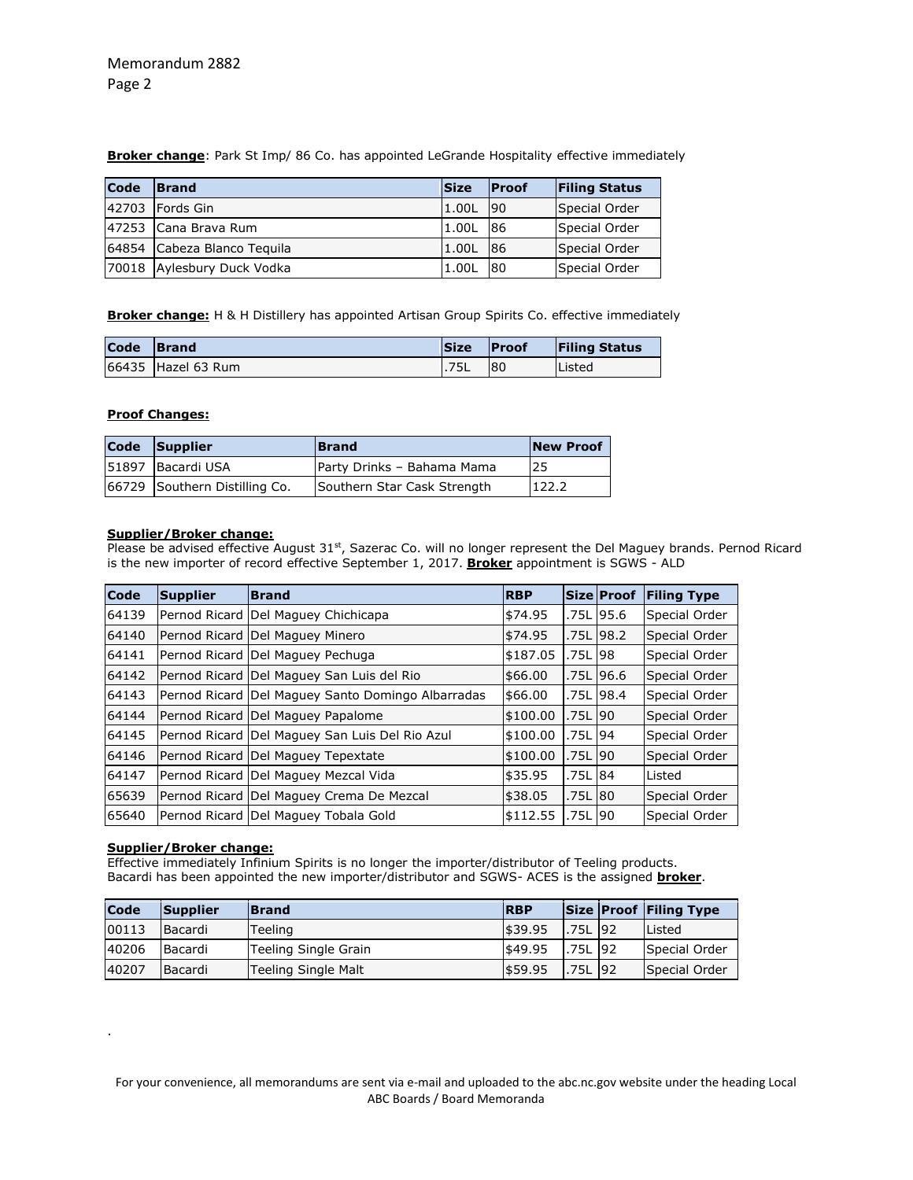**Broker change**: Park St Imp/ 86 Co. has appointed LeGrande Hospitality effective immediately

| Code | Brand | Size | Proof | Filing Status |
|---|---|---|---|---|
| 42703 | Fords Gin | 1.00L | 90 | Special Order |
| 47253 | Cana Brava Rum | 1.00L | 86 | Special Order |
| 64854 | Cabeza Blanco Tequila | 1.00L | 86 | Special Order |
| 70018 | Aylesbury Duck Vodka | 1.00L | 80 | Special Order |

**Broker change:** H & H Distillery has appointed Artisan Group Spirits Co. effective immediately

| Code | Brand | Size | Proof | Filing Status |
|---|---|---|---|---|
| 66435 | Hazel 63 Rum | .75L | 80 | Listed |

**Proof Changes:**

| Code | Supplier | Brand | New Proof |
|---|---|---|---|
| 51897 | Bacardi USA | Party Drinks – Bahama Mama | 25 |
| 66729 | Southern Distilling Co. | Southern Star Cask Strength | 122.2 |

**Supplier/Broker change:**
Please be advised effective August 31st, Sazerac Co. will no longer represent the Del Maguey brands. Pernod Ricard is the new importer of record effective September 1, 2017. **Broker** appointment is SGWS - ALD

| Code | Supplier | Brand | RBP | Size | Proof | Filing Type |
|---|---|---|---|---|---|---|
| 64139 | Pernod Ricard | Del Maguey Chichicapa | $74.95 | .75L | 95.6 | Special Order |
| 64140 | Pernod Ricard | Del Maguey Minero | $74.95 | .75L | 98.2 | Special Order |
| 64141 | Pernod Ricard | Del Maguey Pechuga | $187.05 | .75L | 98 | Special Order |
| 64142 | Pernod Ricard | Del Maguey San Luis del Rio | $66.00 | .75L | 96.6 | Special Order |
| 64143 | Pernod Ricard | Del Maguey Santo Domingo Albarradas | $66.00 | .75L | 98.4 | Special Order |
| 64144 | Pernod Ricard | Del Maguey Papalome | $100.00 | .75L | 90 | Special Order |
| 64145 | Pernod Ricard | Del Maguey San Luis Del Rio Azul | $100.00 | .75L | 94 | Special Order |
| 64146 | Pernod Ricard | Del Maguey Tepextate | $100.00 | .75L | 90 | Special Order |
| 64147 | Pernod Ricard | Del Maguey Mezcal Vida | $35.95 | .75L | 84 | Listed |
| 65639 | Pernod Ricard | Del Maguey Crema De Mezcal | $38.05 | .75L | 80 | Special Order |
| 65640 | Pernod Ricard | Del Maguey Tobala Gold | $112.55 | .75L | 90 | Special Order |

**Supplier/Broker change:**
Effective immediately Infinium Spirits is no longer the importer/distributor of Teeling products.
Bacardi has been appointed the new importer/distributor and SGWS- ACES is the assigned **broker**.

| Code | Supplier | Brand | RBP | Size | Proof | Filing Type |
|---|---|---|---|---|---|---|
| 00113 | Bacardi | Teeling | $39.95 | .75L | 92 | Listed |
| 40206 | Bacardi | Teeling Single Grain | $49.95 | .75L | 92 | Special Order |
| 40207 | Bacardi | Teeling Single Malt | $59.95 | .75L | 92 | Special Order |

.

For your convenience, all memorandums are sent via e-mail and uploaded to the abc.nc.gov website under the heading Local ABC Boards / Board Memoranda